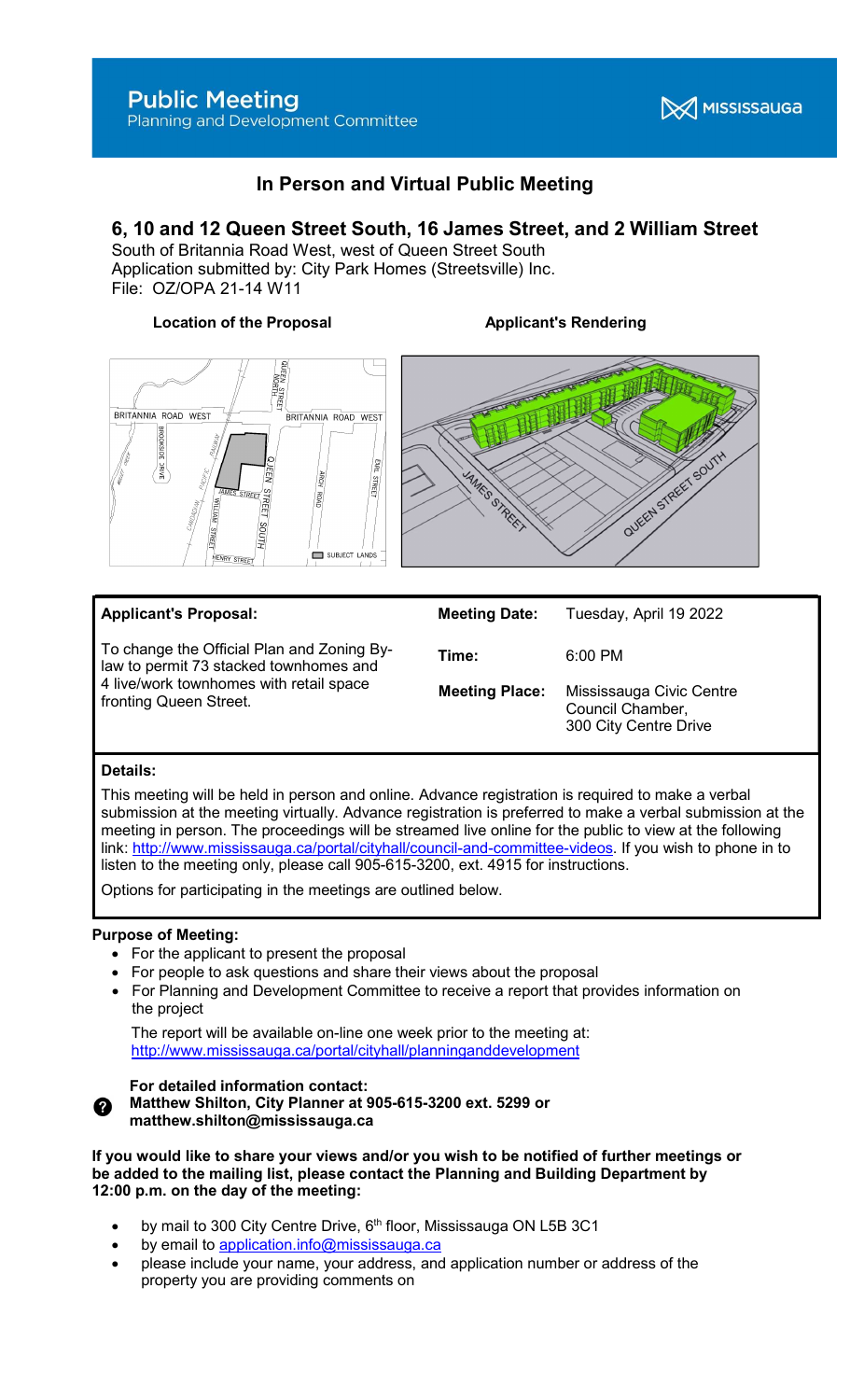# Public Meeting

Planning and Development Committee

MISSISSAUGA

## In Person and Virtual Public Meeting

## 6, 10 and 12 Queen Street South, 16 James Street, and 2 William Street

South of Britannia Road West, west of Queen Street South
Application submitted by: City Park Homes (Streetsville) Inc.
File: OZ/OPA 21-14 W11

**Location of the Proposal**

**Applicant's Rendering**

| **Applicant's Proposal:** | **Meeting Date:** | Tuesday, April 19 2022 |
|---|---|---|
| To change the Official Plan and Zoning By-law to permit 73 stacked townhomes and 4 live/work townhomes with retail space fronting Queen Street. | **Time:** | 6:00 PM |
| | **Meeting Place:** | Mississauga Civic Centre Council Chamber, 300 City Centre Drive |

**Details:**

This meeting will be held in person and online. Advance registration is required to make a verbal submission at the meeting virtually. Advance registration is preferred to make a verbal submission at the meeting in person. The proceedings will be streamed live online for the public to view at the following link: http://www.mississauga.ca/portal/cityhall/council-and-committee-videos. If you wish to phone in to listen to the meeting only, please call 905-615-3200, ext. 4915 for instructions.

Options for participating in the meetings are outlined below.

**Purpose of Meeting:**

- For the applicant to present the proposal
- For people to ask questions and share their views about the proposal
- For Planning and Development Committee to receive a report that provides information on the project

The report will be available on-line one week prior to the meeting at: http://www.mississauga.ca/portal/cityhall/planninganddevelopment

**For detailed information contact:**
**Matthew Shilton, City Planner at 905-615-3200 ext. 5299 or matthew.shilton@mississauga.ca**

**If you would like to share your views and/or you wish to be notified of further meetings or be added to the mailing list, please contact the Planning and Building Department by 12:00 p.m. on the day of the meeting:**

- by mail to 300 City Centre Drive, 6th floor, Mississauga ON L5B 3C1
- by email to application.info@mississauga.ca
- please include your name, your address, and application number or address of the property you are providing comments on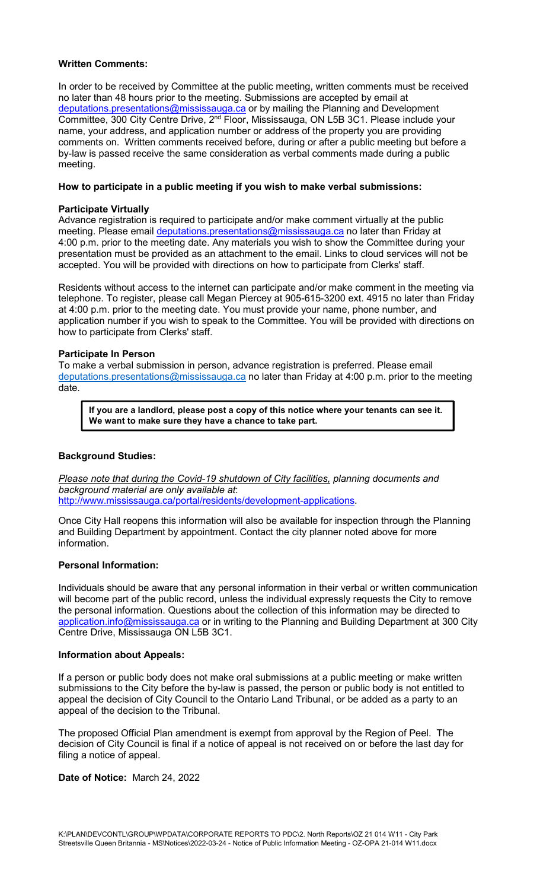**Written Comments:**

In order to be received by Committee at the public meeting, written comments must be received no later than 48 hours prior to the meeting. Submissions are accepted by email at deputations.presentations@mississauga.ca or by mailing the Planning and Development Committee, 300 City Centre Drive, 2nd Floor, Mississauga, ON L5B 3C1. Please include your name, your address, and application number or address of the property you are providing comments on. Written comments received before, during or after a public meeting but before a by-law is passed receive the same consideration as verbal comments made during a public meeting.

**How to participate in a public meeting if you wish to make verbal submissions:**

**Participate Virtually**

Advance registration is required to participate and/or make comment virtually at the public meeting. Please email deputations.presentations@mississauga.ca no later than Friday at 4:00 p.m. prior to the meeting date. Any materials you wish to show the Committee during your presentation must be provided as an attachment to the email. Links to cloud services will not be accepted. You will be provided with directions on how to participate from Clerks' staff.

Residents without access to the internet can participate and/or make comment in the meeting via telephone. To register, please call Megan Piercey at 905-615-3200 ext. 4915 no later than Friday at 4:00 p.m. prior to the meeting date. You must provide your name, phone number, and application number if you wish to speak to the Committee. You will be provided with directions on how to participate from Clerks' staff.

**Participate In Person**

To make a verbal submission in person, advance registration is preferred. Please email deputations.presentations@mississauga.ca no later than Friday at 4:00 p.m. prior to the meeting date.

**If you are a landlord, please post a copy of this notice where your tenants can see it. We want to make sure they have a chance to take part.**

**Background Studies:**

*Please note that during the Covid-19 shutdown of City facilities, planning documents and background material are only available at*: http://www.mississauga.ca/portal/residents/development-applications.

Once City Hall reopens this information will also be available for inspection through the Planning and Building Department by appointment. Contact the city planner noted above for more information.

**Personal Information:**

Individuals should be aware that any personal information in their verbal or written communication will become part of the public record, unless the individual expressly requests the City to remove the personal information. Questions about the collection of this information may be directed to application.info@mississauga.ca or in writing to the Planning and Building Department at 300 City Centre Drive, Mississauga ON L5B 3C1.

**Information about Appeals:**

If a person or public body does not make oral submissions at a public meeting or make written submissions to the City before the by-law is passed, the person or public body is not entitled to appeal the decision of City Council to the Ontario Land Tribunal, or be added as a party to an appeal of the decision to the Tribunal.

The proposed Official Plan amendment is exempt from approval by the Region of Peel. The decision of City Council is final if a notice of appeal is not received on or before the last day for filing a notice of appeal.

**Date of Notice:** March 24, 2022

K:\PLAN\DEVCONTL\GROUP\WPDATA\CORPORATE REPORTS TO PDC\2. North Reports\OZ 21 014 W11 - City Park Streetsville Queen Britannia - MS\Notices\2022-03-24 - Notice of Public Information Meeting - OZ-OPA 21-014 W11.docx